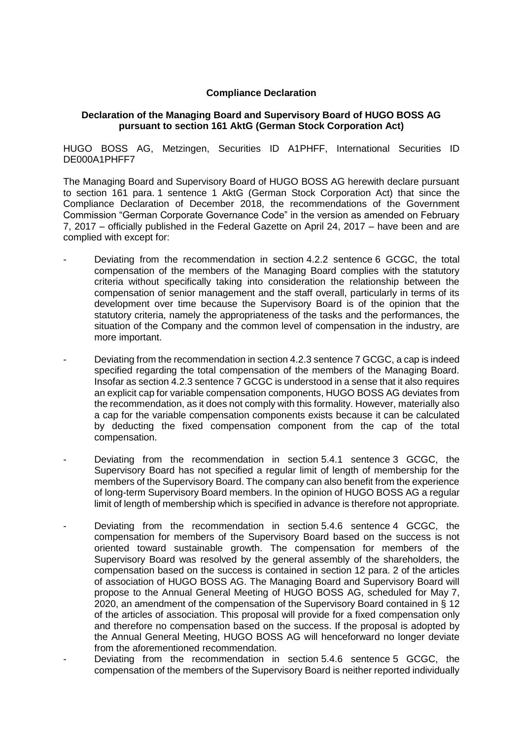**Compliance Declaration**

**Declaration of the Managing Board and Supervisory Board of HUGO BOSS AG pursuant to section 161 AktG (German Stock Corporation Act)**

HUGO BOSS AG, Metzingen, Securities ID A1PHFF, International Securities ID DE000A1PHFF7

The Managing Board and Supervisory Board of HUGO BOSS AG herewith declare pursuant to section 161 para. 1 sentence 1 AktG (German Stock Corporation Act) that since the Compliance Declaration of December 2018, the recommendations of the Government Commission "German Corporate Governance Code" in the version as amended on February 7, 2017 – officially published in the Federal Gazette on April 24, 2017 – have been and are complied with except for:

- Deviating from the recommendation in section 4.2.2 sentence 6 GCGC, the total compensation of the members of the Managing Board complies with the statutory criteria without specifically taking into consideration the relationship between the compensation of senior management and the staff overall, particularly in terms of its development over time because the Supervisory Board is of the opinion that the statutory criteria, namely the appropriateness of the tasks and the performances, the situation of the Company and the common level of compensation in the industry, are more important.
- Deviating from the recommendation in section 4.2.3 sentence 7 GCGC, a cap is indeed specified regarding the total compensation of the members of the Managing Board. Insofar as section 4.2.3 sentence 7 GCGC is understood in a sense that it also requires an explicit cap for variable compensation components, HUGO BOSS AG deviates from the recommendation, as it does not comply with this formality. However, materially also a cap for the variable compensation components exists because it can be calculated by deducting the fixed compensation component from the cap of the total compensation.
- Deviating from the recommendation in section 5.4.1 sentence 3 GCGC, the Supervisory Board has not specified a regular limit of length of membership for the members of the Supervisory Board. The company can also benefit from the experience of long-term Supervisory Board members. In the opinion of HUGO BOSS AG a regular limit of length of membership which is specified in advance is therefore not appropriate.
- Deviating from the recommendation in section 5.4.6 sentence 4 GCGC, the compensation for members of the Supervisory Board based on the success is not oriented toward sustainable growth. The compensation for members of the Supervisory Board was resolved by the general assembly of the shareholders, the compensation based on the success is contained in section 12 para. 2 of the articles of association of HUGO BOSS AG. The Managing Board and Supervisory Board will propose to the Annual General Meeting of HUGO BOSS AG, scheduled for May 7, 2020, an amendment of the compensation of the Supervisory Board contained in § 12 of the articles of association. This proposal will provide for a fixed compensation only and therefore no compensation based on the success. If the proposal is adopted by the Annual General Meeting, HUGO BOSS AG will henceforward no longer deviate from the aforementioned recommendation.
- Deviating from the recommendation in section 5.4.6 sentence 5 GCGC, the compensation of the members of the Supervisory Board is neither reported individually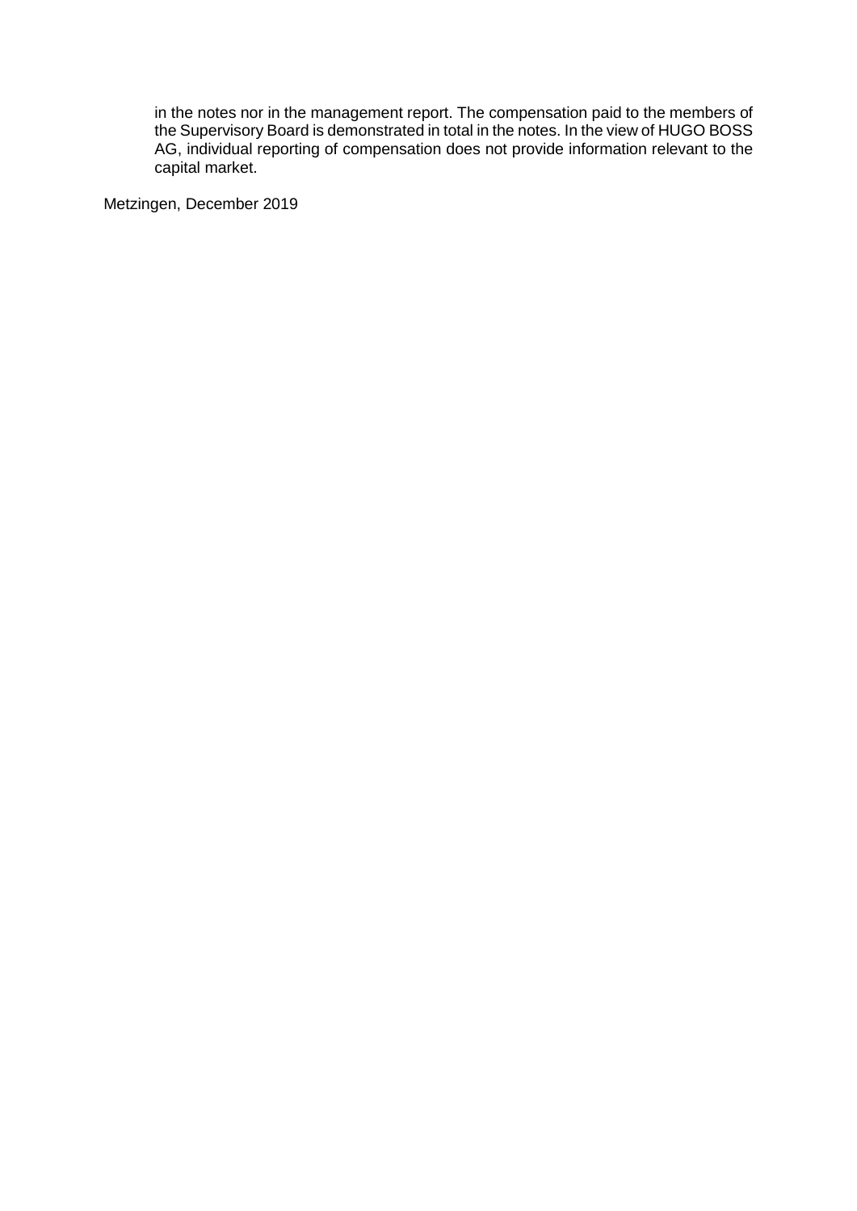in the notes nor in the management report. The compensation paid to the members of the Supervisory Board is demonstrated in total in the notes. In the view of HUGO BOSS AG, individual reporting of compensation does not provide information relevant to the capital market.

Metzingen, December 2019